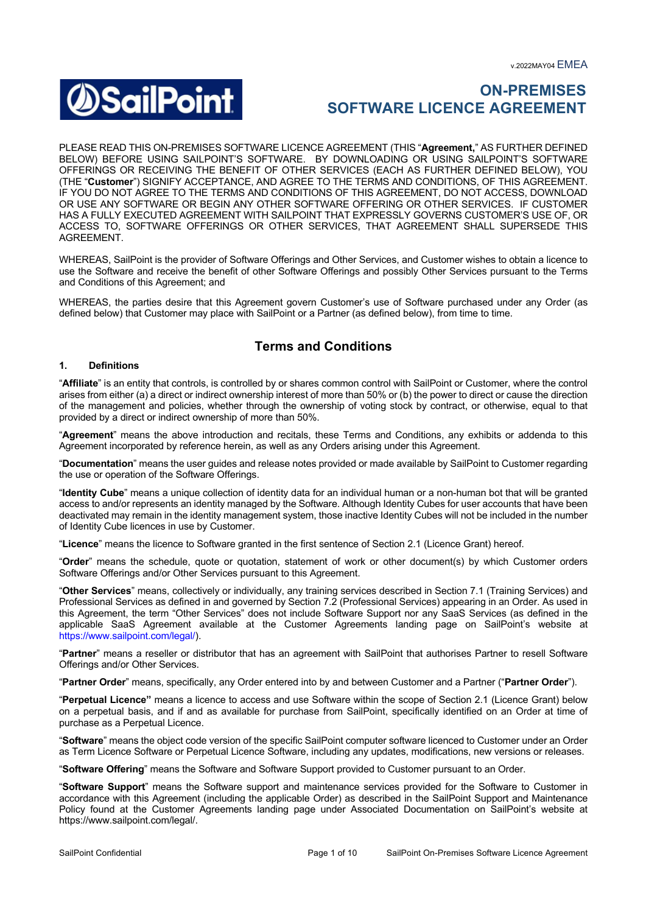v.2022MAY04 EMEA

# ON-PREMISES SOFTWARE LICENCE AGREEMENT

PLEASE READ THIS ON-PREMISES SOFTWARE LICENCE AGREEMENT (THIS "**Agreement,**" AS FURTHER DEFINED BELOW) BEFORE USING SAILPOINT'S SOFTWARE. BY DOWNLOADING OR USING SAILPOINT'S SOFTWARE OFFERINGS OR RECEIVING THE BENEFIT OF OTHER SERVICES (EACH AS FURTHER DEFINED BELOW), YOU (THE "**Customer**") SIGNIFY ACCEPTANCE, AND AGREE TO THE TERMS AND CONDITIONS, OF THIS AGREEMENT. IF YOU DO NOT AGREE TO THE TERMS AND CONDITIONS OF THIS AGREEMENT, DO NOT ACCESS, DOWNLOAD OR USE ANY SOFTWARE OR BEGIN ANY OTHER SOFTWARE OFFERING OR OTHER SERVICES. IF CUSTOMER HAS A FULLY EXECUTED AGREEMENT WITH SAILPOINT THAT EXPRESSLY GOVERNS CUSTOMER'S USE OF, OR ACCESS TO, SOFTWARE OFFERINGS OR OTHER SERVICES, THAT AGREEMENT SHALL SUPERSEDE THIS AGREEMENT.

WHEREAS, SailPoint is the provider of Software Offerings and Other Services, and Customer wishes to obtain a licence to use the Software and receive the benefit of other Software Offerings and possibly Other Services pursuant to the Terms and Conditions of this Agreement; and

WHEREAS, the parties desire that this Agreement govern Customer's use of Software purchased under any Order (as defined below) that Customer may place with SailPoint or a Partner (as defined below), from time to time.

## Terms and Conditions

### 1. Definitions

"**Affiliate**" is an entity that controls, is controlled by or shares common control with SailPoint or Customer, where the control arises from either (a) a direct or indirect ownership interest of more than 50% or (b) the power to direct or cause the direction of the management and policies, whether through the ownership of voting stock by contract, or otherwise, equal to that provided by a direct or indirect ownership of more than 50%.

"**Agreement**" means the above introduction and recitals, these Terms and Conditions, any exhibits or addenda to this Agreement incorporated by reference herein, as well as any Orders arising under this Agreement.

"**Documentation**" means the user guides and release notes provided or made available by SailPoint to Customer regarding the use or operation of the Software Offerings.

"**Identity Cube**" means a unique collection of identity data for an individual human or a non-human bot that will be granted access to and/or represents an identity managed by the Software. Although Identity Cubes for user accounts that have been deactivated may remain in the identity management system, those inactive Identity Cubes will not be included in the number of Identity Cube licences in use by Customer.

"**Licence**" means the licence to Software granted in the first sentence of Section 2.1 (Licence Grant) hereof.

"**Order**" means the schedule, quote or quotation, statement of work or other document(s) by which Customer orders Software Offerings and/or Other Services pursuant to this Agreement.

"**Other Services**" means, collectively or individually, any training services described in Section 7.1 (Training Services) and Professional Services as defined in and governed by Section 7.2 (Professional Services) appearing in an Order. As used in this Agreement, the term "Other Services" does not include Software Support nor any SaaS Services (as defined in the applicable SaaS Agreement available at the Customer Agreements landing page on SailPoint's website at https://www.sailpoint.com/legal/).

"**Partner**" means a reseller or distributor that has an agreement with SailPoint that authorises Partner to resell Software Offerings and/or Other Services.

"**Partner Order**" means, specifically, any Order entered into by and between Customer and a Partner ("**Partner Order**").

"**Perpetual Licence"** means a licence to access and use Software within the scope of Section 2.1 (Licence Grant) below on a perpetual basis, and if and as available for purchase from SailPoint, specifically identified on an Order at time of purchase as a Perpetual Licence.

"**Software**" means the object code version of the specific SailPoint computer software licenced to Customer under an Order as Term Licence Software or Perpetual Licence Software, including any updates, modifications, new versions or releases.

"**Software Offering**" means the Software and Software Support provided to Customer pursuant to an Order.

"**Software Support**" means the Software support and maintenance services provided for the Software to Customer in accordance with this Agreement (including the applicable Order) as described in the SailPoint Support and Maintenance Policy found at the Customer Agreements landing page under Associated Documentation on SailPoint's website at https://www.sailpoint.com/legal/.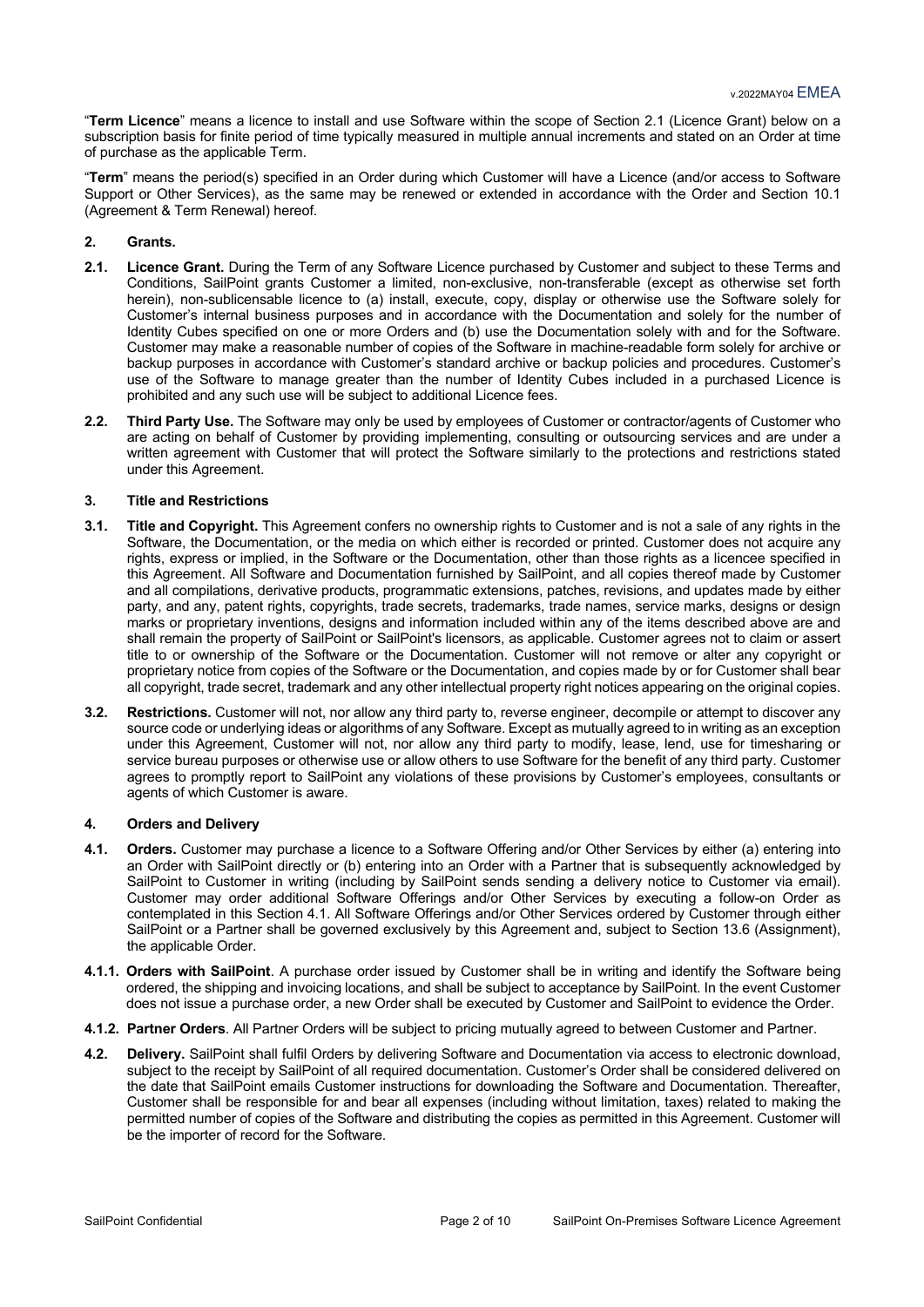"**Term Licence**" means a licence to install and use Software within the scope of Section 2.1 (Licence Grant) below on a subscription basis for finite period of time typically measured in multiple annual increments and stated on an Order at time of purchase as the applicable Term.

"**Term**" means the period(s) specified in an Order during which Customer will have a Licence (and/or access to Software Support or Other Services), as the same may be renewed or extended in accordance with the Order and Section 10.1 (Agreement & Term Renewal) hereof.

## 2. Grants.

**2.1. Licence Grant.** During the Term of any Software Licence purchased by Customer and subject to these Terms and Conditions, SailPoint grants Customer a limited, non-exclusive, non-transferable (except as otherwise set forth herein), non-sublicensable licence to (a) install, execute, copy, display or otherwise use the Software solely for Customer's internal business purposes and in accordance with the Documentation and solely for the number of Identity Cubes specified on one or more Orders and (b) use the Documentation solely with and for the Software. Customer may make a reasonable number of copies of the Software in machine-readable form solely for archive or backup purposes in accordance with Customer's standard archive or backup policies and procedures. Customer's use of the Software to manage greater than the number of Identity Cubes included in a purchased Licence is prohibited and any such use will be subject to additional Licence fees.

**2.2. Third Party Use.** The Software may only be used by employees of Customer or contractor/agents of Customer who are acting on behalf of Customer by providing implementing, consulting or outsourcing services and are under a written agreement with Customer that will protect the Software similarly to the protections and restrictions stated under this Agreement.

## 3. Title and Restrictions

**3.1. Title and Copyright.** This Agreement confers no ownership rights to Customer and is not a sale of any rights in the Software, the Documentation, or the media on which either is recorded or printed. Customer does not acquire any rights, express or implied, in the Software or the Documentation, other than those rights as a licencee specified in this Agreement. All Software and Documentation furnished by SailPoint, and all copies thereof made by Customer and all compilations, derivative products, programmatic extensions, patches, revisions, and updates made by either party, and any, patent rights, copyrights, trade secrets, trademarks, trade names, service marks, designs or design marks or proprietary inventions, designs and information included within any of the items described above are and shall remain the property of SailPoint or SailPoint's licensors, as applicable. Customer agrees not to claim or assert title to or ownership of the Software or the Documentation. Customer will not remove or alter any copyright or proprietary notice from copies of the Software or the Documentation, and copies made by or for Customer shall bear all copyright, trade secret, trademark and any other intellectual property right notices appearing on the original copies.

**3.2. Restrictions.** Customer will not, nor allow any third party to, reverse engineer, decompile or attempt to discover any source code or underlying ideas or algorithms of any Software. Except as mutually agreed to in writing as an exception under this Agreement, Customer will not, nor allow any third party to modify, lease, lend, use for timesharing or service bureau purposes or otherwise use or allow others to use Software for the benefit of any third party. Customer agrees to promptly report to SailPoint any violations of these provisions by Customer's employees, consultants or agents of which Customer is aware.

## 4. Orders and Delivery

**4.1. Orders.** Customer may purchase a licence to a Software Offering and/or Other Services by either (a) entering into an Order with SailPoint directly or (b) entering into an Order with a Partner that is subsequently acknowledged by SailPoint to Customer in writing (including by SailPoint sends sending a delivery notice to Customer via email). Customer may order additional Software Offerings and/or Other Services by executing a follow-on Order as contemplated in this Section 4.1. All Software Offerings and/or Other Services ordered by Customer through either SailPoint or a Partner shall be governed exclusively by this Agreement and, subject to Section 13.6 (Assignment), the applicable Order.

**4.1.1. Orders with SailPoint**. A purchase order issued by Customer shall be in writing and identify the Software being ordered, the shipping and invoicing locations, and shall be subject to acceptance by SailPoint. In the event Customer does not issue a purchase order, a new Order shall be executed by Customer and SailPoint to evidence the Order.

**4.1.2. Partner Orders**. All Partner Orders will be subject to pricing mutually agreed to between Customer and Partner.

**4.2. Delivery.** SailPoint shall fulfil Orders by delivering Software and Documentation via access to electronic download, subject to the receipt by SailPoint of all required documentation. Customer's Order shall be considered delivered on the date that SailPoint emails Customer instructions for downloading the Software and Documentation. Thereafter, Customer shall be responsible for and bear all expenses (including without limitation, taxes) related to making the permitted number of copies of the Software and distributing the copies as permitted in this Agreement. Customer will be the importer of record for the Software.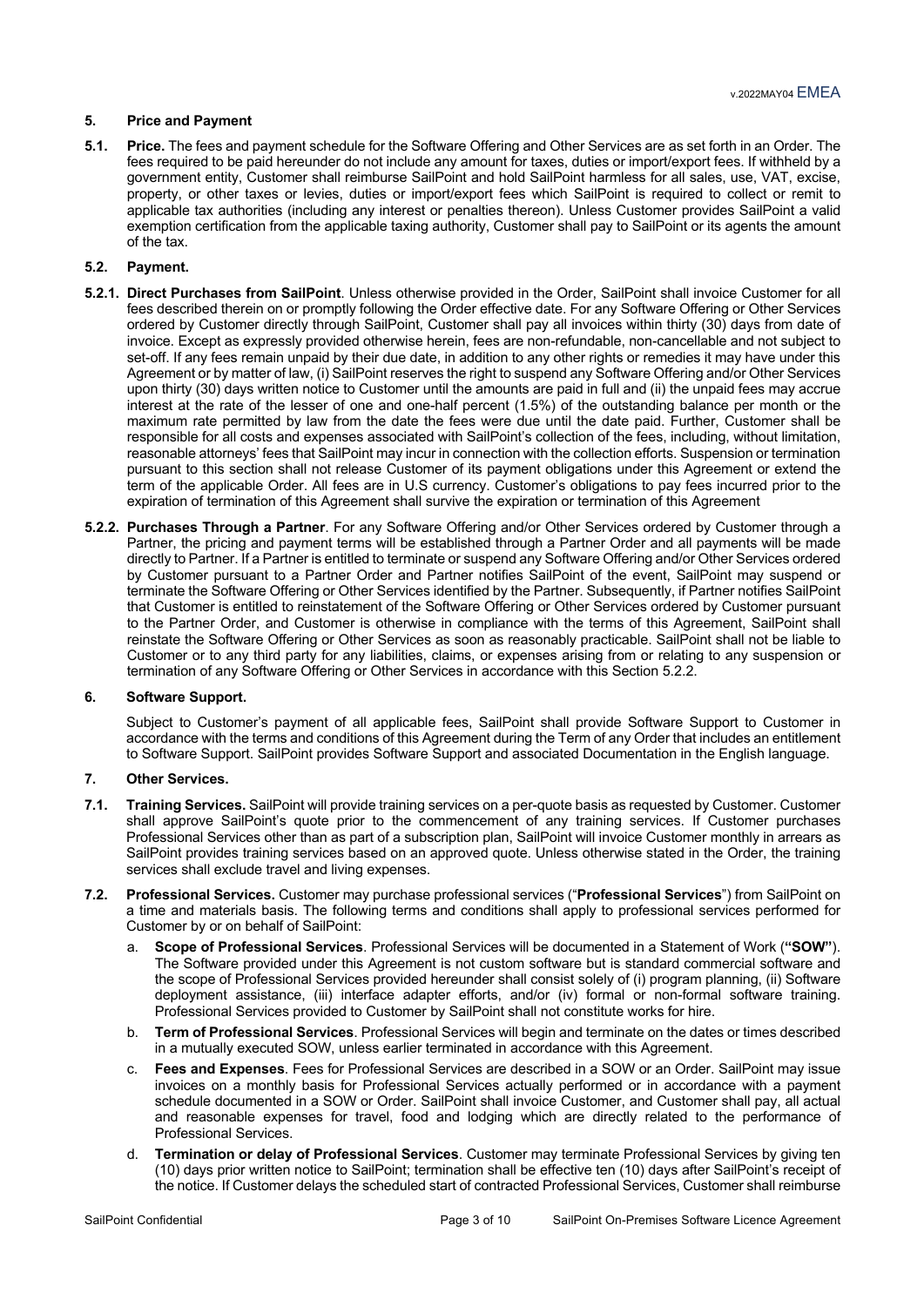## 5. Price and Payment

**5.1. Price.** The fees and payment schedule for the Software Offering and Other Services are as set forth in an Order. The fees required to be paid hereunder do not include any amount for taxes, duties or import/export fees. If withheld by a government entity, Customer shall reimburse SailPoint and hold SailPoint harmless for all sales, use, VAT, excise, property, or other taxes or levies, duties or import/export fees which SailPoint is required to collect or remit to applicable tax authorities (including any interest or penalties thereon). Unless Customer provides SailPoint a valid exemption certification from the applicable taxing authority, Customer shall pay to SailPoint or its agents the amount of the tax.

**5.2. Payment.**

**5.2.1. Direct Purchases from SailPoint**. Unless otherwise provided in the Order, SailPoint shall invoice Customer for all fees described therein on or promptly following the Order effective date. For any Software Offering or Other Services ordered by Customer directly through SailPoint, Customer shall pay all invoices within thirty (30) days from date of invoice. Except as expressly provided otherwise herein, fees are non-refundable, non-cancellable and not subject to set-off. If any fees remain unpaid by their due date, in addition to any other rights or remedies it may have under this Agreement or by matter of law, (i) SailPoint reserves the right to suspend any Software Offering and/or Other Services upon thirty (30) days written notice to Customer until the amounts are paid in full and (ii) the unpaid fees may accrue interest at the rate of the lesser of one and one-half percent (1.5%) of the outstanding balance per month or the maximum rate permitted by law from the date the fees were due until the date paid. Further, Customer shall be responsible for all costs and expenses associated with SailPoint's collection of the fees, including, without limitation, reasonable attorneys' fees that SailPoint may incur in connection with the collection efforts. Suspension or termination pursuant to this section shall not release Customer of its payment obligations under this Agreement or extend the term of the applicable Order. All fees are in U.S currency. Customer's obligations to pay fees incurred prior to the expiration of termination of this Agreement shall survive the expiration or termination of this Agreement

**5.2.2. Purchases Through a Partner**. For any Software Offering and/or Other Services ordered by Customer through a Partner, the pricing and payment terms will be established through a Partner Order and all payments will be made directly to Partner. If a Partner is entitled to terminate or suspend any Software Offering and/or Other Services ordered by Customer pursuant to a Partner Order and Partner notifies SailPoint of the event, SailPoint may suspend or terminate the Software Offering or Other Services identified by the Partner. Subsequently, if Partner notifies SailPoint that Customer is entitled to reinstatement of the Software Offering or Other Services ordered by Customer pursuant to the Partner Order, and Customer is otherwise in compliance with the terms of this Agreement, SailPoint shall reinstate the Software Offering or Other Services as soon as reasonably practicable. SailPoint shall not be liable to Customer or to any third party for any liabilities, claims, or expenses arising from or relating to any suspension or termination of any Software Offering or Other Services in accordance with this Section 5.2.2.

## 6. Software Support.

Subject to Customer's payment of all applicable fees, SailPoint shall provide Software Support to Customer in accordance with the terms and conditions of this Agreement during the Term of any Order that includes an entitlement to Software Support. SailPoint provides Software Support and associated Documentation in the English language.

## 7. Other Services.

**7.1. Training Services.** SailPoint will provide training services on a per-quote basis as requested by Customer. Customer shall approve SailPoint's quote prior to the commencement of any training services. If Customer purchases Professional Services other than as part of a subscription plan, SailPoint will invoice Customer monthly in arrears as SailPoint provides training services based on an approved quote. Unless otherwise stated in the Order, the training services shall exclude travel and living expenses.

**7.2. Professional Services.** Customer may purchase professional services ("**Professional Services**") from SailPoint on a time and materials basis. The following terms and conditions shall apply to professional services performed for Customer by or on behalf of SailPoint:

a. **Scope of Professional Services**. Professional Services will be documented in a Statement of Work (**"SOW"**). The Software provided under this Agreement is not custom software but is standard commercial software and the scope of Professional Services provided hereunder shall consist solely of (i) program planning, (ii) Software deployment assistance, (iii) interface adapter efforts, and/or (iv) formal or non-formal software training. Professional Services provided to Customer by SailPoint shall not constitute works for hire.

b. **Term of Professional Services**. Professional Services will begin and terminate on the dates or times described in a mutually executed SOW, unless earlier terminated in accordance with this Agreement.

c. **Fees and Expenses**. Fees for Professional Services are described in a SOW or an Order. SailPoint may issue invoices on a monthly basis for Professional Services actually performed or in accordance with a payment schedule documented in a SOW or Order. SailPoint shall invoice Customer, and Customer shall pay, all actual and reasonable expenses for travel, food and lodging which are directly related to the performance of Professional Services.

d. **Termination or delay of Professional Services**. Customer may terminate Professional Services by giving ten (10) days prior written notice to SailPoint; termination shall be effective ten (10) days after SailPoint's receipt of the notice. If Customer delays the scheduled start of contracted Professional Services, Customer shall reimburse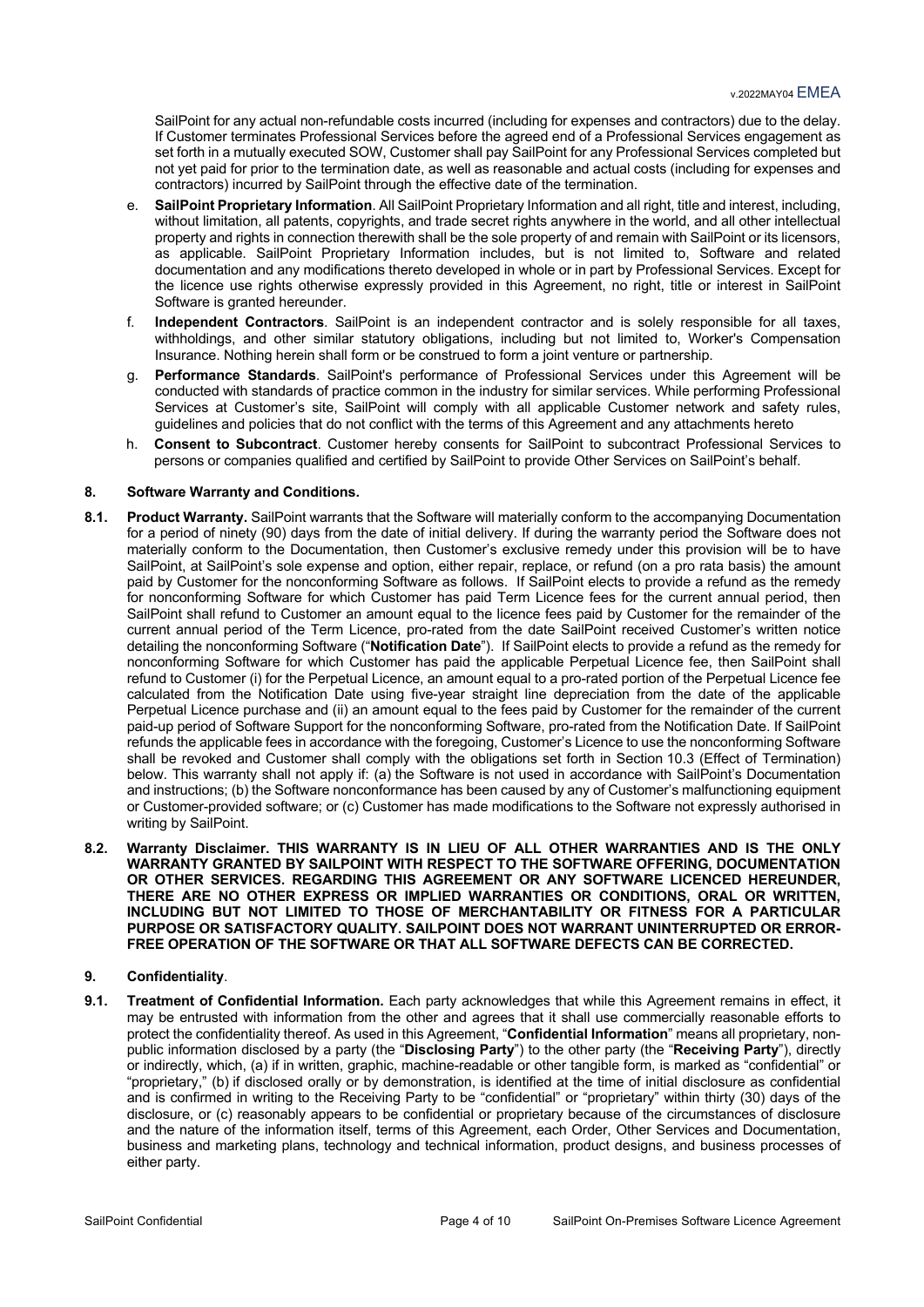SailPoint for any actual non-refundable costs incurred (including for expenses and contractors) due to the delay. If Customer terminates Professional Services before the agreed end of a Professional Services engagement as set forth in a mutually executed SOW, Customer shall pay SailPoint for any Professional Services completed but not yet paid for prior to the termination date, as well as reasonable and actual costs (including for expenses and contractors) incurred by SailPoint through the effective date of the termination.

e. **SailPoint Proprietary Information**. All SailPoint Proprietary Information and all right, title and interest, including, without limitation, all patents, copyrights, and trade secret rights anywhere in the world, and all other intellectual property and rights in connection therewith shall be the sole property of and remain with SailPoint or its licensors, as applicable. SailPoint Proprietary Information includes, but is not limited to, Software and related documentation and any modifications thereto developed in whole or in part by Professional Services. Except for the licence use rights otherwise expressly provided in this Agreement, no right, title or interest in SailPoint Software is granted hereunder.

f. **Independent Contractors**. SailPoint is an independent contractor and is solely responsible for all taxes, withholdings, and other similar statutory obligations, including but not limited to, Worker's Compensation Insurance. Nothing herein shall form or be construed to form a joint venture or partnership.

g. **Performance Standards**. SailPoint's performance of Professional Services under this Agreement will be conducted with standards of practice common in the industry for similar services. While performing Professional Services at Customer's site, SailPoint will comply with all applicable Customer network and safety rules, guidelines and policies that do not conflict with the terms of this Agreement and any attachments hereto

h. **Consent to Subcontract**. Customer hereby consents for SailPoint to subcontract Professional Services to persons or companies qualified and certified by SailPoint to provide Other Services on SailPoint's behalf.

## 8. Software Warranty and Conditions.

**8.1. Product Warranty.** SailPoint warrants that the Software will materially conform to the accompanying Documentation for a period of ninety (90) days from the date of initial delivery. If during the warranty period the Software does not materially conform to the Documentation, then Customer's exclusive remedy under this provision will be to have SailPoint, at SailPoint's sole expense and option, either repair, replace, or refund (on a pro rata basis) the amount paid by Customer for the nonconforming Software as follows. If SailPoint elects to provide a refund as the remedy for nonconforming Software for which Customer has paid Term Licence fees for the current annual period, then SailPoint shall refund to Customer an amount equal to the licence fees paid by Customer for the remainder of the current annual period of the Term Licence, pro-rated from the date SailPoint received Customer's written notice detailing the nonconforming Software ("**Notification Date**"). If SailPoint elects to provide a refund as the remedy for nonconforming Software for which Customer has paid the applicable Perpetual Licence fee, then SailPoint shall refund to Customer (i) for the Perpetual Licence, an amount equal to a pro-rated portion of the Perpetual Licence fee calculated from the Notification Date using five-year straight line depreciation from the date of the applicable Perpetual Licence purchase and (ii) an amount equal to the fees paid by Customer for the remainder of the current paid-up period of Software Support for the nonconforming Software, pro-rated from the Notification Date. If SailPoint refunds the applicable fees in accordance with the foregoing, Customer's Licence to use the nonconforming Software shall be revoked and Customer shall comply with the obligations set forth in Section 10.3 (Effect of Termination) below. This warranty shall not apply if: (a) the Software is not used in accordance with SailPoint's Documentation and instructions; (b) the Software nonconformance has been caused by any of Customer's malfunctioning equipment or Customer-provided software; or (c) Customer has made modifications to the Software not expressly authorised in writing by SailPoint.

**8.2. Warranty Disclaimer. THIS WARRANTY IS IN LIEU OF ALL OTHER WARRANTIES AND IS THE ONLY WARRANTY GRANTED BY SAILPOINT WITH RESPECT TO THE SOFTWARE OFFERING, DOCUMENTATION OR OTHER SERVICES. REGARDING THIS AGREEMENT OR ANY SOFTWARE LICENCED HEREUNDER, THERE ARE NO OTHER EXPRESS OR IMPLIED WARRANTIES OR CONDITIONS, ORAL OR WRITTEN, INCLUDING BUT NOT LIMITED TO THOSE OF MERCHANTABILITY OR FITNESS FOR A PARTICULAR PURPOSE OR SATISFACTORY QUALITY. SAILPOINT DOES NOT WARRANT UNINTERRUPTED OR ERROR-FREE OPERATION OF THE SOFTWARE OR THAT ALL SOFTWARE DEFECTS CAN BE CORRECTED.**

## 9. Confidentiality.

**9.1. Treatment of Confidential Information.** Each party acknowledges that while this Agreement remains in effect, it may be entrusted with information from the other and agrees that it shall use commercially reasonable efforts to protect the confidentiality thereof. As used in this Agreement, "**Confidential Information**" means all proprietary, non-public information disclosed by a party (the "**Disclosing Party**") to the other party (the "**Receiving Party**"), directly or indirectly, which, (a) if in written, graphic, machine-readable or other tangible form, is marked as "confidential" or "proprietary," (b) if disclosed orally or by demonstration, is identified at the time of initial disclosure as confidential and is confirmed in writing to the Receiving Party to be "confidential" or "proprietary" within thirty (30) days of the disclosure, or (c) reasonably appears to be confidential or proprietary because of the circumstances of disclosure and the nature of the information itself, terms of this Agreement, each Order, Other Services and Documentation, business and marketing plans, technology and technical information, product designs, and business processes of either party.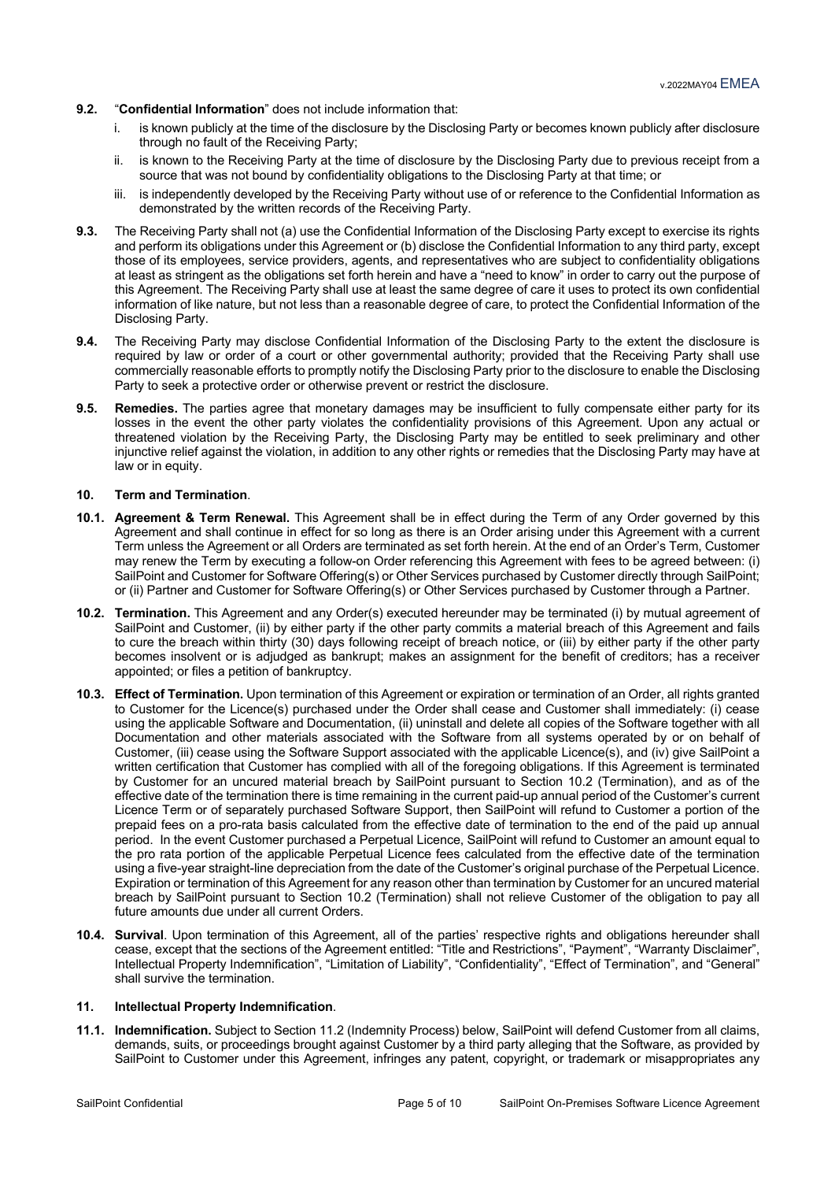**9.2.** "**Confidential Information**" does not include information that:

i. is known publicly at the time of the disclosure by the Disclosing Party or becomes known publicly after disclosure through no fault of the Receiving Party;

ii. is known to the Receiving Party at the time of disclosure by the Disclosing Party due to previous receipt from a source that was not bound by confidentiality obligations to the Disclosing Party at that time; or

iii. is independently developed by the Receiving Party without use of or reference to the Confidential Information as demonstrated by the written records of the Receiving Party.

**9.3.** The Receiving Party shall not (a) use the Confidential Information of the Disclosing Party except to exercise its rights and perform its obligations under this Agreement or (b) disclose the Confidential Information to any third party, except those of its employees, service providers, agents, and representatives who are subject to confidentiality obligations at least as stringent as the obligations set forth herein and have a "need to know" in order to carry out the purpose of this Agreement. The Receiving Party shall use at least the same degree of care it uses to protect its own confidential information of like nature, but not less than a reasonable degree of care, to protect the Confidential Information of the Disclosing Party.

**9.4.** The Receiving Party may disclose Confidential Information of the Disclosing Party to the extent the disclosure is required by law or order of a court or other governmental authority; provided that the Receiving Party shall use commercially reasonable efforts to promptly notify the Disclosing Party prior to the disclosure to enable the Disclosing Party to seek a protective order or otherwise prevent or restrict the disclosure.

**9.5. Remedies.** The parties agree that monetary damages may be insufficient to fully compensate either party for its losses in the event the other party violates the confidentiality provisions of this Agreement. Upon any actual or threatened violation by the Receiving Party, the Disclosing Party may be entitled to seek preliminary and other injunctive relief against the violation, in addition to any other rights or remedies that the Disclosing Party may have at law or in equity.

## 10. Term and Termination.

**10.1. Agreement & Term Renewal.** This Agreement shall be in effect during the Term of any Order governed by this Agreement and shall continue in effect for so long as there is an Order arising under this Agreement with a current Term unless the Agreement or all Orders are terminated as set forth herein. At the end of an Order's Term, Customer may renew the Term by executing a follow-on Order referencing this Agreement with fees to be agreed between: (i) SailPoint and Customer for Software Offering(s) or Other Services purchased by Customer directly through SailPoint; or (ii) Partner and Customer for Software Offering(s) or Other Services purchased by Customer through a Partner.

**10.2. Termination.** This Agreement and any Order(s) executed hereunder may be terminated (i) by mutual agreement of SailPoint and Customer, (ii) by either party if the other party commits a material breach of this Agreement and fails to cure the breach within thirty (30) days following receipt of breach notice, or (iii) by either party if the other party becomes insolvent or is adjudged as bankrupt; makes an assignment for the benefit of creditors; has a receiver appointed; or files a petition of bankruptcy.

**10.3. Effect of Termination.** Upon termination of this Agreement or expiration or termination of an Order, all rights granted to Customer for the Licence(s) purchased under the Order shall cease and Customer shall immediately: (i) cease using the applicable Software and Documentation, (ii) uninstall and delete all copies of the Software together with all Documentation and other materials associated with the Software from all systems operated by or on behalf of Customer, (iii) cease using the Software Support associated with the applicable Licence(s), and (iv) give SailPoint a written certification that Customer has complied with all of the foregoing obligations. If this Agreement is terminated by Customer for an uncured material breach by SailPoint pursuant to Section 10.2 (Termination), and as of the effective date of the termination there is time remaining in the current paid-up annual period of the Customer's current Licence Term or of separately purchased Software Support, then SailPoint will refund to Customer a portion of the prepaid fees on a pro-rata basis calculated from the effective date of termination to the end of the paid up annual period. In the event Customer purchased a Perpetual Licence, SailPoint will refund to Customer an amount equal to the pro rata portion of the applicable Perpetual Licence fees calculated from the effective date of the termination using a five-year straight-line depreciation from the date of the Customer's original purchase of the Perpetual Licence. Expiration or termination of this Agreement for any reason other than termination by Customer for an uncured material breach by SailPoint pursuant to Section 10.2 (Termination) shall not relieve Customer of the obligation to pay all future amounts due under all current Orders.

**10.4. Survival**. Upon termination of this Agreement, all of the parties' respective rights and obligations hereunder shall cease, except that the sections of the Agreement entitled: "Title and Restrictions", "Payment", "Warranty Disclaimer", Intellectual Property Indemnification", "Limitation of Liability", "Confidentiality", "Effect of Termination", and "General" shall survive the termination.

## 11. Intellectual Property Indemnification.

**11.1. Indemnification.** Subject to Section 11.2 (Indemnity Process) below, SailPoint will defend Customer from all claims, demands, suits, or proceedings brought against Customer by a third party alleging that the Software, as provided by SailPoint to Customer under this Agreement, infringes any patent, copyright, or trademark or misappropriates any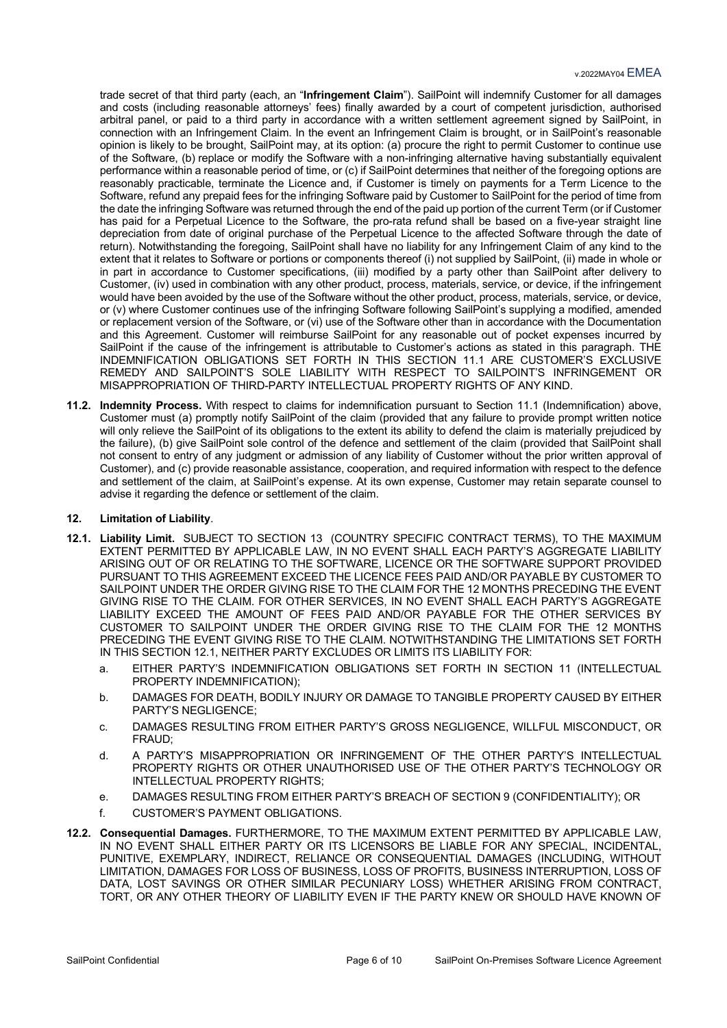trade secret of that third party (each, an "**Infringement Claim**"). SailPoint will indemnify Customer for all damages and costs (including reasonable attorneys' fees) finally awarded by a court of competent jurisdiction, authorised arbitral panel, or paid to a third party in accordance with a written settlement agreement signed by SailPoint, in connection with an Infringement Claim. In the event an Infringement Claim is brought, or in SailPoint's reasonable opinion is likely to be brought, SailPoint may, at its option: (a) procure the right to permit Customer to continue use of the Software, (b) replace or modify the Software with a non-infringing alternative having substantially equivalent performance within a reasonable period of time, or (c) if SailPoint determines that neither of the foregoing options are reasonably practicable, terminate the Licence and, if Customer is timely on payments for a Term Licence to the Software, refund any prepaid fees for the infringing Software paid by Customer to SailPoint for the period of time from the date the infringing Software was returned through the end of the paid up portion of the current Term (or if Customer has paid for a Perpetual Licence to the Software, the pro-rata refund shall be based on a five-year straight line depreciation from date of original purchase of the Perpetual Licence to the affected Software through the date of return). Notwithstanding the foregoing, SailPoint shall have no liability for any Infringement Claim of any kind to the extent that it relates to Software or portions or components thereof (i) not supplied by SailPoint, (ii) made in whole or in part in accordance to Customer specifications, (iii) modified by a party other than SailPoint after delivery to Customer, (iv) used in combination with any other product, process, materials, service, or device, if the infringement would have been avoided by the use of the Software without the other product, process, materials, service, or device, or (v) where Customer continues use of the infringing Software following SailPoint's supplying a modified, amended or replacement version of the Software, or (vi) use of the Software other than in accordance with the Documentation and this Agreement. Customer will reimburse SailPoint for any reasonable out of pocket expenses incurred by SailPoint if the cause of the infringement is attributable to Customer's actions as stated in this paragraph. THE INDEMNIFICATION OBLIGATIONS SET FORTH IN THIS SECTION 11.1 ARE CUSTOMER'S EXCLUSIVE REMEDY AND SAILPOINT'S SOLE LIABILITY WITH RESPECT TO SAILPOINT'S INFRINGEMENT OR MISAPPROPRIATION OF THIRD-PARTY INTELLECTUAL PROPERTY RIGHTS OF ANY KIND.

**11.2. Indemnity Process.** With respect to claims for indemnification pursuant to Section 11.1 (Indemnification) above, Customer must (a) promptly notify SailPoint of the claim (provided that any failure to provide prompt written notice will only relieve the SailPoint of its obligations to the extent its ability to defend the claim is materially prejudiced by the failure), (b) give SailPoint sole control of the defence and settlement of the claim (provided that SailPoint shall not consent to entry of any judgment or admission of any liability of Customer without the prior written approval of Customer), and (c) provide reasonable assistance, cooperation, and required information with respect to the defence and settlement of the claim, at SailPoint's expense. At its own expense, Customer may retain separate counsel to advise it regarding the defence or settlement of the claim.

**12. Limitation of Liability**.

**12.1. Liability Limit.** SUBJECT TO SECTION 13 (COUNTRY SPECIFIC CONTRACT TERMS), TO THE MAXIMUM EXTENT PERMITTED BY APPLICABLE LAW, IN NO EVENT SHALL EACH PARTY'S AGGREGATE LIABILITY ARISING OUT OF OR RELATING TO THE SOFTWARE, LICENCE OR THE SOFTWARE SUPPORT PROVIDED PURSUANT TO THIS AGREEMENT EXCEED THE LICENCE FEES PAID AND/OR PAYABLE BY CUSTOMER TO SAILPOINT UNDER THE ORDER GIVING RISE TO THE CLAIM FOR THE 12 MONTHS PRECEDING THE EVENT GIVING RISE TO THE CLAIM. FOR OTHER SERVICES, IN NO EVENT SHALL EACH PARTY'S AGGREGATE LIABILITY EXCEED THE AMOUNT OF FEES PAID AND/OR PAYABLE FOR THE OTHER SERVICES BY CUSTOMER TO SAILPOINT UNDER THE ORDER GIVING RISE TO THE CLAIM FOR THE 12 MONTHS PRECEDING THE EVENT GIVING RISE TO THE CLAIM. NOTWITHSTANDING THE LIMITATIONS SET FORTH IN THIS SECTION 12.1, NEITHER PARTY EXCLUDES OR LIMITS ITS LIABILITY FOR:

a. EITHER PARTY'S INDEMNIFICATION OBLIGATIONS SET FORTH IN SECTION 11 (INTELLECTUAL PROPERTY INDEMNIFICATION);

b. DAMAGES FOR DEATH, BODILY INJURY OR DAMAGE TO TANGIBLE PROPERTY CAUSED BY EITHER PARTY'S NEGLIGENCE;

c. DAMAGES RESULTING FROM EITHER PARTY'S GROSS NEGLIGENCE, WILLFUL MISCONDUCT, OR FRAUD;

d. A PARTY'S MISAPPROPRIATION OR INFRINGEMENT OF THE OTHER PARTY'S INTELLECTUAL PROPERTY RIGHTS OR OTHER UNAUTHORISED USE OF THE OTHER PARTY'S TECHNOLOGY OR INTELLECTUAL PROPERTY RIGHTS;

e. DAMAGES RESULTING FROM EITHER PARTY'S BREACH OF SECTION 9 (CONFIDENTIALITY); OR

f. CUSTOMER'S PAYMENT OBLIGATIONS.

**12.2. Consequential Damages.** FURTHERMORE, TO THE MAXIMUM EXTENT PERMITTED BY APPLICABLE LAW, IN NO EVENT SHALL EITHER PARTY OR ITS LICENSORS BE LIABLE FOR ANY SPECIAL, INCIDENTAL, PUNITIVE, EXEMPLARY, INDIRECT, RELIANCE OR CONSEQUENTIAL DAMAGES (INCLUDING, WITHOUT LIMITATION, DAMAGES FOR LOSS OF BUSINESS, LOSS OF PROFITS, BUSINESS INTERRUPTION, LOSS OF DATA, LOST SAVINGS OR OTHER SIMILAR PECUNIARY LOSS) WHETHER ARISING FROM CONTRACT, TORT, OR ANY OTHER THEORY OF LIABILITY EVEN IF THE PARTY KNEW OR SHOULD HAVE KNOWN OF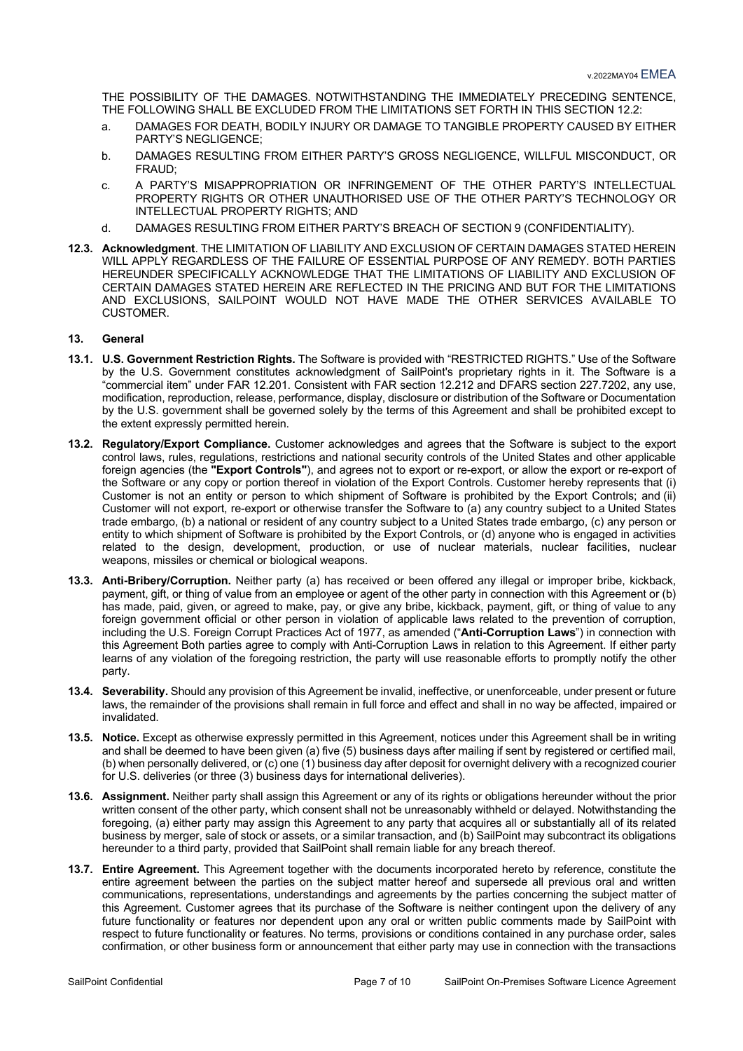THE POSSIBILITY OF THE DAMAGES. NOTWITHSTANDING THE IMMEDIATELY PRECEDING SENTENCE, THE FOLLOWING SHALL BE EXCLUDED FROM THE LIMITATIONS SET FORTH IN THIS SECTION 12.2:

a. DAMAGES FOR DEATH, BODILY INJURY OR DAMAGE TO TANGIBLE PROPERTY CAUSED BY EITHER PARTY'S NEGLIGENCE;

b. DAMAGES RESULTING FROM EITHER PARTY'S GROSS NEGLIGENCE, WILLFUL MISCONDUCT, OR FRAUD;

c. A PARTY'S MISAPPROPRIATION OR INFRINGEMENT OF THE OTHER PARTY'S INTELLECTUAL PROPERTY RIGHTS OR OTHER UNAUTHORISED USE OF THE OTHER PARTY'S TECHNOLOGY OR INTELLECTUAL PROPERTY RIGHTS; AND

d. DAMAGES RESULTING FROM EITHER PARTY'S BREACH OF SECTION 9 (CONFIDENTIALITY).

**12.3. Acknowledgment**. THE LIMITATION OF LIABILITY AND EXCLUSION OF CERTAIN DAMAGES STATED HEREIN WILL APPLY REGARDLESS OF THE FAILURE OF ESSENTIAL PURPOSE OF ANY REMEDY. BOTH PARTIES HEREUNDER SPECIFICALLY ACKNOWLEDGE THAT THE LIMITATIONS OF LIABILITY AND EXCLUSION OF CERTAIN DAMAGES STATED HEREIN ARE REFLECTED IN THE PRICING AND BUT FOR THE LIMITATIONS AND EXCLUSIONS, SAILPOINT WOULD NOT HAVE MADE THE OTHER SERVICES AVAILABLE TO CUSTOMER.

## 13. General

**13.1. U.S. Government Restriction Rights.** The Software is provided with "RESTRICTED RIGHTS." Use of the Software by the U.S. Government constitutes acknowledgment of SailPoint's proprietary rights in it. The Software is a "commercial item" under FAR 12.201. Consistent with FAR section 12.212 and DFARS section 227.7202, any use, modification, reproduction, release, performance, display, disclosure or distribution of the Software or Documentation by the U.S. government shall be governed solely by the terms of this Agreement and shall be prohibited except to the extent expressly permitted herein.

**13.2. Regulatory/Export Compliance.** Customer acknowledges and agrees that the Software is subject to the export control laws, rules, regulations, restrictions and national security controls of the United States and other applicable foreign agencies (the **"Export Controls"**), and agrees not to export or re-export, or allow the export or re-export of the Software or any copy or portion thereof in violation of the Export Controls. Customer hereby represents that (i) Customer is not an entity or person to which shipment of Software is prohibited by the Export Controls; and (ii) Customer will not export, re-export or otherwise transfer the Software to (a) any country subject to a United States trade embargo, (b) a national or resident of any country subject to a United States trade embargo, (c) any person or entity to which shipment of Software is prohibited by the Export Controls, or (d) anyone who is engaged in activities related to the design, development, production, or use of nuclear materials, nuclear facilities, nuclear weapons, missiles or chemical or biological weapons.

**13.3. Anti-Bribery/Corruption.** Neither party (a) has received or been offered any illegal or improper bribe, kickback, payment, gift, or thing of value from an employee or agent of the other party in connection with this Agreement or (b) has made, paid, given, or agreed to make, pay, or give any bribe, kickback, payment, gift, or thing of value to any foreign government official or other person in violation of applicable laws related to the prevention of corruption, including the U.S. Foreign Corrupt Practices Act of 1977, as amended ("**Anti-Corruption Laws**") in connection with this Agreement Both parties agree to comply with Anti-Corruption Laws in relation to this Agreement. If either party learns of any violation of the foregoing restriction, the party will use reasonable efforts to promptly notify the other party.

**13.4. Severability.** Should any provision of this Agreement be invalid, ineffective, or unenforceable, under present or future laws, the remainder of the provisions shall remain in full force and effect and shall in no way be affected, impaired or invalidated.

**13.5. Notice.** Except as otherwise expressly permitted in this Agreement, notices under this Agreement shall be in writing and shall be deemed to have been given (a) five (5) business days after mailing if sent by registered or certified mail, (b) when personally delivered, or (c) one (1) business day after deposit for overnight delivery with a recognized courier for U.S. deliveries (or three (3) business days for international deliveries).

**13.6. Assignment.** Neither party shall assign this Agreement or any of its rights or obligations hereunder without the prior written consent of the other party, which consent shall not be unreasonably withheld or delayed. Notwithstanding the foregoing, (a) either party may assign this Agreement to any party that acquires all or substantially all of its related business by merger, sale of stock or assets, or a similar transaction, and (b) SailPoint may subcontract its obligations hereunder to a third party, provided that SailPoint shall remain liable for any breach thereof.

**13.7. Entire Agreement.** This Agreement together with the documents incorporated hereto by reference, constitute the entire agreement between the parties on the subject matter hereof and supersede all previous oral and written communications, representations, understandings and agreements by the parties concerning the subject matter of this Agreement. Customer agrees that its purchase of the Software is neither contingent upon the delivery of any future functionality or features nor dependent upon any oral or written public comments made by SailPoint with respect to future functionality or features. No terms, provisions or conditions contained in any purchase order, sales confirmation, or other business form or announcement that either party may use in connection with the transactions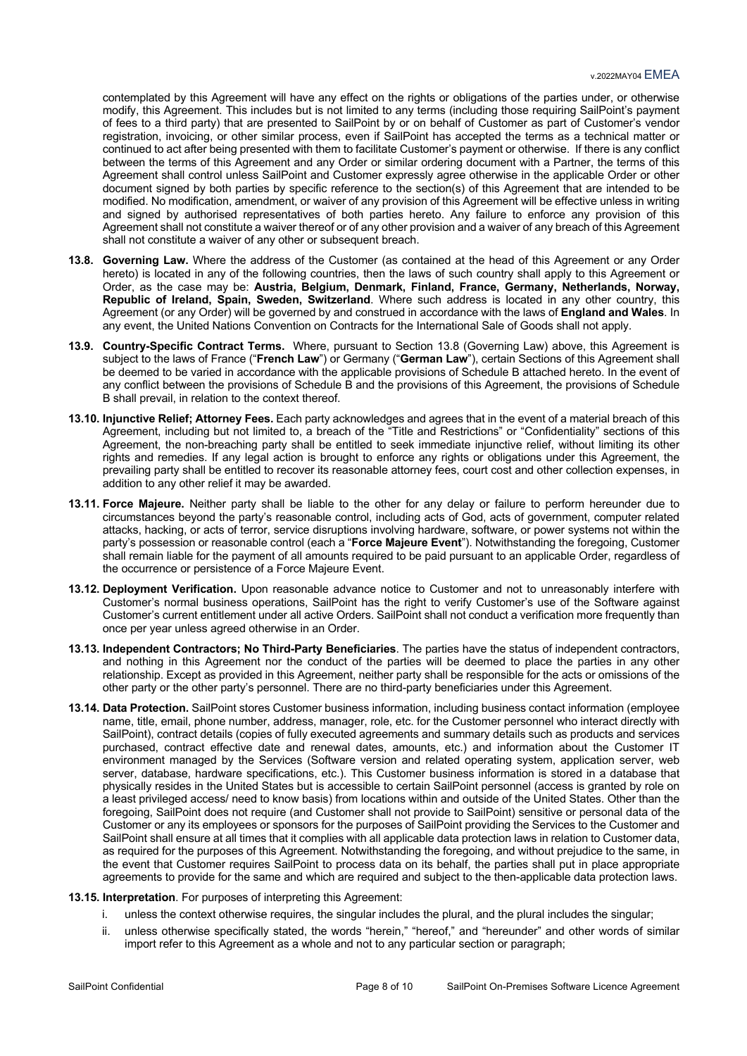contemplated by this Agreement will have any effect on the rights or obligations of the parties under, or otherwise modify, this Agreement. This includes but is not limited to any terms (including those requiring SailPoint's payment of fees to a third party) that are presented to SailPoint by or on behalf of Customer as part of Customer's vendor registration, invoicing, or other similar process, even if SailPoint has accepted the terms as a technical matter or continued to act after being presented with them to facilitate Customer's payment or otherwise. If there is any conflict between the terms of this Agreement and any Order or similar ordering document with a Partner, the terms of this Agreement shall control unless SailPoint and Customer expressly agree otherwise in the applicable Order or other document signed by both parties by specific reference to the section(s) of this Agreement that are intended to be modified. No modification, amendment, or waiver of any provision of this Agreement will be effective unless in writing and signed by authorised representatives of both parties hereto. Any failure to enforce any provision of this Agreement shall not constitute a waiver thereof or of any other provision and a waiver of any breach of this Agreement shall not constitute a waiver of any other or subsequent breach.

**13.8. Governing Law.** Where the address of the Customer (as contained at the head of this Agreement or any Order hereto) is located in any of the following countries, then the laws of such country shall apply to this Agreement or Order, as the case may be: **Austria, Belgium, Denmark, Finland, France, Germany, Netherlands, Norway, Republic of Ireland, Spain, Sweden, Switzerland**. Where such address is located in any other country, this Agreement (or any Order) will be governed by and construed in accordance with the laws of **England and Wales**. In any event, the United Nations Convention on Contracts for the International Sale of Goods shall not apply.

**13.9. Country-Specific Contract Terms.** Where, pursuant to Section 13.8 (Governing Law) above, this Agreement is subject to the laws of France ("**French Law**") or Germany ("**German Law**"), certain Sections of this Agreement shall be deemed to be varied in accordance with the applicable provisions of Schedule B attached hereto. In the event of any conflict between the provisions of Schedule B and the provisions of this Agreement, the provisions of Schedule B shall prevail, in relation to the context thereof.

**13.10. Injunctive Relief; Attorney Fees.** Each party acknowledges and agrees that in the event of a material breach of this Agreement, including but not limited to, a breach of the "Title and Restrictions" or "Confidentiality" sections of this Agreement, the non-breaching party shall be entitled to seek immediate injunctive relief, without limiting its other rights and remedies. If any legal action is brought to enforce any rights or obligations under this Agreement, the prevailing party shall be entitled to recover its reasonable attorney fees, court cost and other collection expenses, in addition to any other relief it may be awarded.

**13.11. Force Majeure.** Neither party shall be liable to the other for any delay or failure to perform hereunder due to circumstances beyond the party's reasonable control, including acts of God, acts of government, computer related attacks, hacking, or acts of terror, service disruptions involving hardware, software, or power systems not within the party's possession or reasonable control (each a "**Force Majeure Event**"). Notwithstanding the foregoing, Customer shall remain liable for the payment of all amounts required to be paid pursuant to an applicable Order, regardless of the occurrence or persistence of a Force Majeure Event.

**13.12. Deployment Verification.** Upon reasonable advance notice to Customer and not to unreasonably interfere with Customer's normal business operations, SailPoint has the right to verify Customer's use of the Software against Customer's current entitlement under all active Orders. SailPoint shall not conduct a verification more frequently than once per year unless agreed otherwise in an Order.

**13.13. Independent Contractors; No Third-Party Beneficiaries**. The parties have the status of independent contractors, and nothing in this Agreement nor the conduct of the parties will be deemed to place the parties in any other relationship. Except as provided in this Agreement, neither party shall be responsible for the acts or omissions of the other party or the other party's personnel. There are no third-party beneficiaries under this Agreement.

**13.14. Data Protection.** SailPoint stores Customer business information, including business contact information (employee name, title, email, phone number, address, manager, role, etc. for the Customer personnel who interact directly with SailPoint), contract details (copies of fully executed agreements and summary details such as products and services purchased, contract effective date and renewal dates, amounts, etc.) and information about the Customer IT environment managed by the Services (Software version and related operating system, application server, web server, database, hardware specifications, etc.). This Customer business information is stored in a database that physically resides in the United States but is accessible to certain SailPoint personnel (access is granted by role on a least privileged access/ need to know basis) from locations within and outside of the United States. Other than the foregoing, SailPoint does not require (and Customer shall not provide to SailPoint) sensitive or personal data of the Customer or any its employees or sponsors for the purposes of SailPoint providing the Services to the Customer and SailPoint shall ensure at all times that it complies with all applicable data protection laws in relation to Customer data, as required for the purposes of this Agreement. Notwithstanding the foregoing, and without prejudice to the same, in the event that Customer requires SailPoint to process data on its behalf, the parties shall put in place appropriate agreements to provide for the same and which are required and subject to the then-applicable data protection laws.

**13.15. Interpretation**. For purposes of interpreting this Agreement:

i. unless the context otherwise requires, the singular includes the plural, and the plural includes the singular;

ii. unless otherwise specifically stated, the words "herein," "hereof," and "hereunder" and other words of similar import refer to this Agreement as a whole and not to any particular section or paragraph;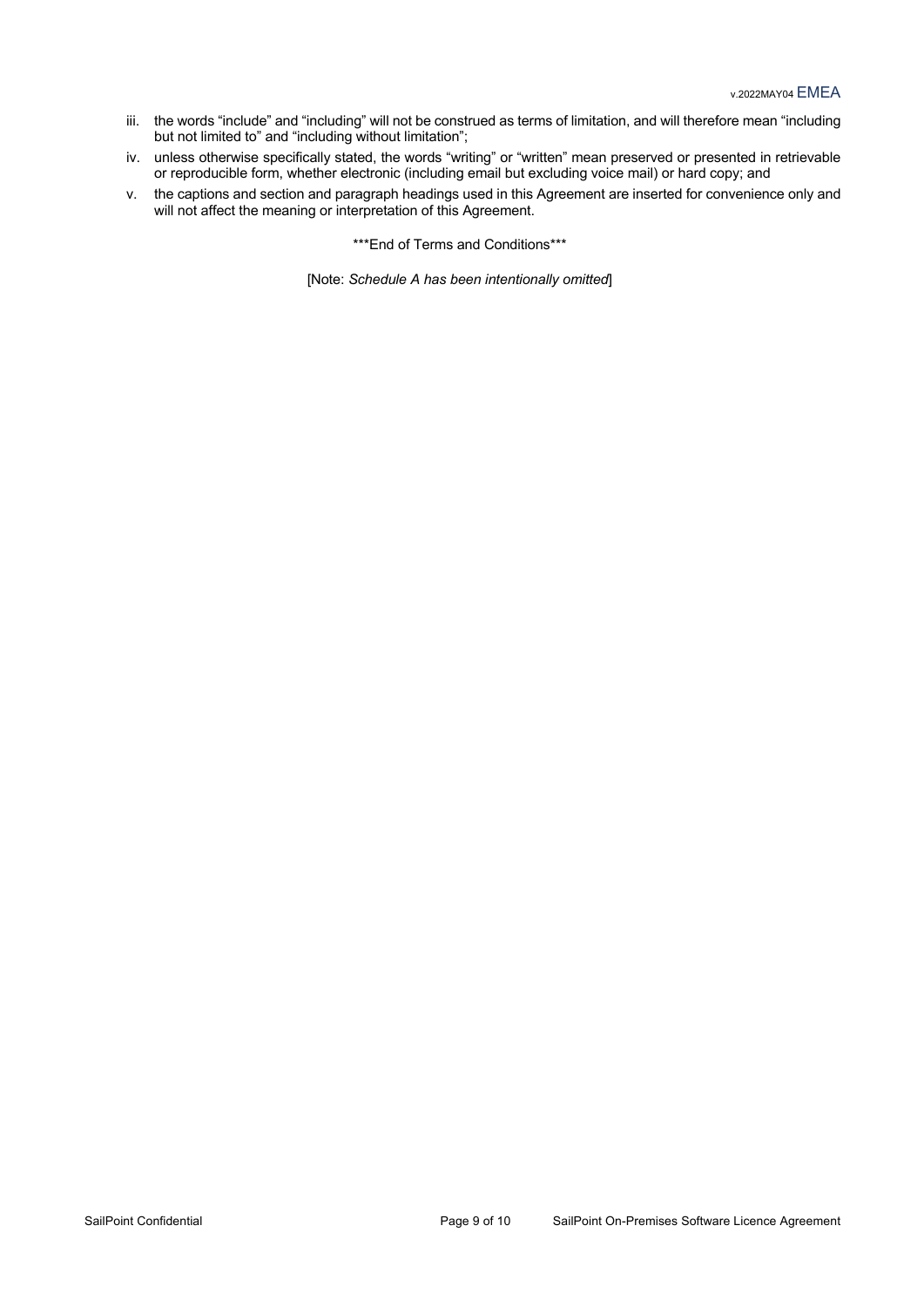iii. the words “include” and “including” will not be construed as terms of limitation, and will therefore mean “including but not limited to” and “including without limitation”;

iv. unless otherwise specifically stated, the words “writing” or “written” mean preserved or presented in retrievable or reproducible form, whether electronic (including email but excluding voice mail) or hard copy; and

v. the captions and section and paragraph headings used in this Agreement are inserted for convenience only and will not affect the meaning or interpretation of this Agreement.

***End of Terms and Conditions***

[Note: *Schedule A has been intentionally omitted*]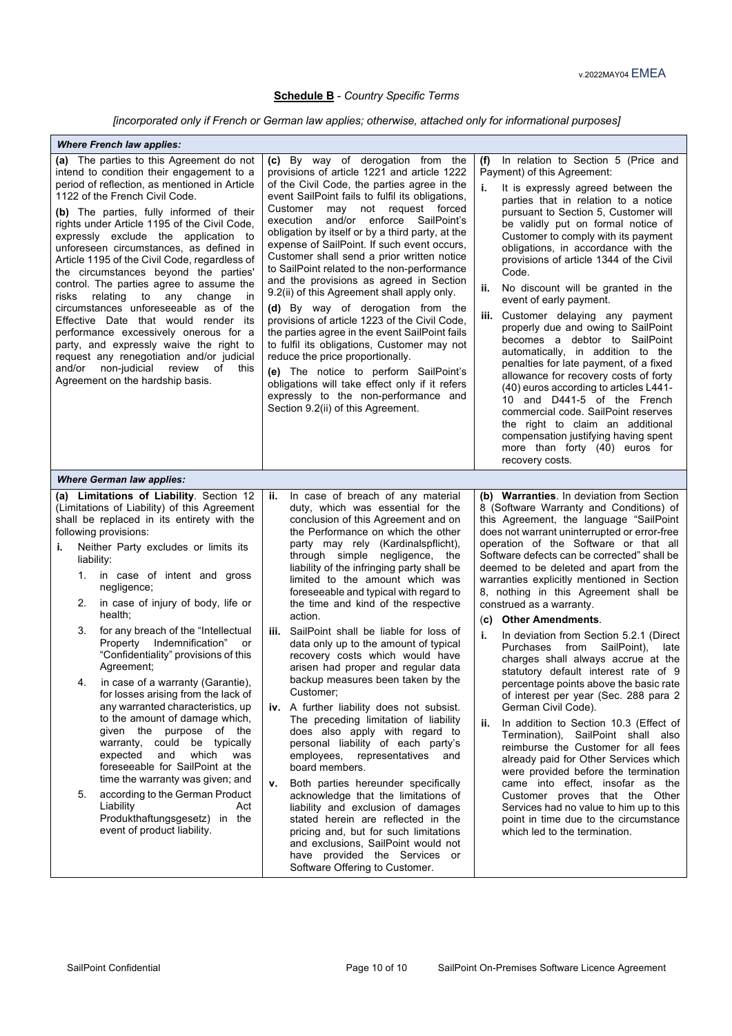v.2022MAY04 EMEA

## **Schedule B** - *Country Specific Terms*

*[incorporated only if French or German law applies; otherwise, attached only for informational purposes]*

### *Where French law applies:*

**(a)** The parties to this Agreement do not intend to condition their engagement to a period of reflection, as mentioned in Article 1122 of the French Civil Code.

**(b)** The parties, fully informed of their rights under Article 1195 of the Civil Code, expressly exclude the application to unforeseen circumstances, as defined in Article 1195 of the Civil Code, regardless of the circumstances beyond the parties' control. The parties agree to assume the risks relating to any change in circumstances unforeseeable as of the Effective Date that would render its performance excessively onerous for a party, and expressly waive the right to request any renegotiation and/or judicial and/or non-judicial review of this Agreement on the hardship basis.

**(c)** By way of derogation from the provisions of article 1221 and article 1222 of the Civil Code, the parties agree in the event SailPoint fails to fulfil its obligations, Customer may not request forced execution and/or enforce SailPoint's obligation by itself or by a third party, at the expense of SailPoint. If such event occurs, Customer shall send a prior written notice to SailPoint related to the non-performance and the provisions as agreed in Section 9.2(ii) of this Agreement shall apply only.

**(d)** By way of derogation from the provisions of article 1223 of the Civil Code, the parties agree in the event SailPoint fails to fulfil its obligations, Customer may not reduce the price proportionally.

**(e)** The notice to perform SailPoint's obligations will take effect only if it refers expressly to the non-performance and Section 9.2(ii) of this Agreement.

**(f)** In relation to Section 5 (Price and Payment) of this Agreement:

- **i.** It is expressly agreed between the parties that in relation to a notice pursuant to Section 5, Customer will be validly put on formal notice of Customer to comply with its payment obligations, in accordance with the provisions of article 1344 of the Civil Code.
- **ii.** No discount will be granted in the event of early payment.
- **iii.** Customer delaying any payment properly due and owing to SailPoint becomes a debtor to SailPoint automatically, in addition to the penalties for late payment, of a fixed allowance for recovery costs of forty (40) euros according to articles L441-10 and D441-5 of the French commercial code. SailPoint reserves the right to claim an additional compensation justifying having spent more than forty (40) euros for recovery costs.

### *Where German law applies:*

**(a) Limitations of Liability**. Section 12 (Limitations of Liability) of this Agreement shall be replaced in its entirety with the following provisions:

- **i.** Neither Party excludes or limits its liability:
  1. in case of intent and gross negligence;
  2. in case of injury of body, life or health;
  3. for any breach of the "Intellectual Property Indemnification" or "Confidentiality" provisions of this Agreement;
  4. in case of a warranty (Garantie), for losses arising from the lack of any warranted characteristics, up to the amount of damage which, given the purpose of the warranty, could be typically expected and which was foreseeable for SailPoint at the time the warranty was given; and
  5. according to the German Product Liability Act Produkthaftungsgesetz) in the event of product liability.
- **ii.** In case of breach of any material duty, which was essential for the conclusion of this Agreement and on the Performance on which the other party may rely (Kardinalspflicht), through simple negligence, the liability of the infringing party shall be limited to the amount which was foreseeable and typical with regard to the time and kind of the respective action.
- **iii.** SailPoint shall be liable for loss of data only up to the amount of typical recovery costs which would have arisen had proper and regular data backup measures been taken by the Customer;
- **iv.** A further liability does not subsist. The preceding limitation of liability does also apply with regard to personal liability of each party's employees, representatives and board members.
- **v.** Both parties hereunder specifically acknowledge that the limitations of liability and exclusion of damages stated herein are reflected in the pricing and, but for such limitations and exclusions, SailPoint would not have provided the Services or Software Offering to Customer.

**(b) Warranties**. In deviation from Section 8 (Software Warranty and Conditions) of this Agreement, the language "SailPoint does not warrant uninterrupted or error-free operation of the Software or that all Software defects can be corrected" shall be deemed to be deleted and apart from the warranties explicitly mentioned in Section 8, nothing in this Agreement shall be construed as a warranty.

**(c) Other Amendments**.

- **i.** In deviation from Section 5.2.1 (Direct Purchases from SailPoint), late charges shall always accrue at the statutory default interest rate of 9 percentage points above the basic rate of interest per year (Sec. 288 para 2 German Civil Code).
- **ii.** In addition to Section 10.3 (Effect of Termination), SailPoint shall also reimburse the Customer for all fees already paid for Other Services which were provided before the termination came into effect, insofar as the Customer proves that the Other Services had no value to him up to this point in time due to the circumstance which led to the termination.